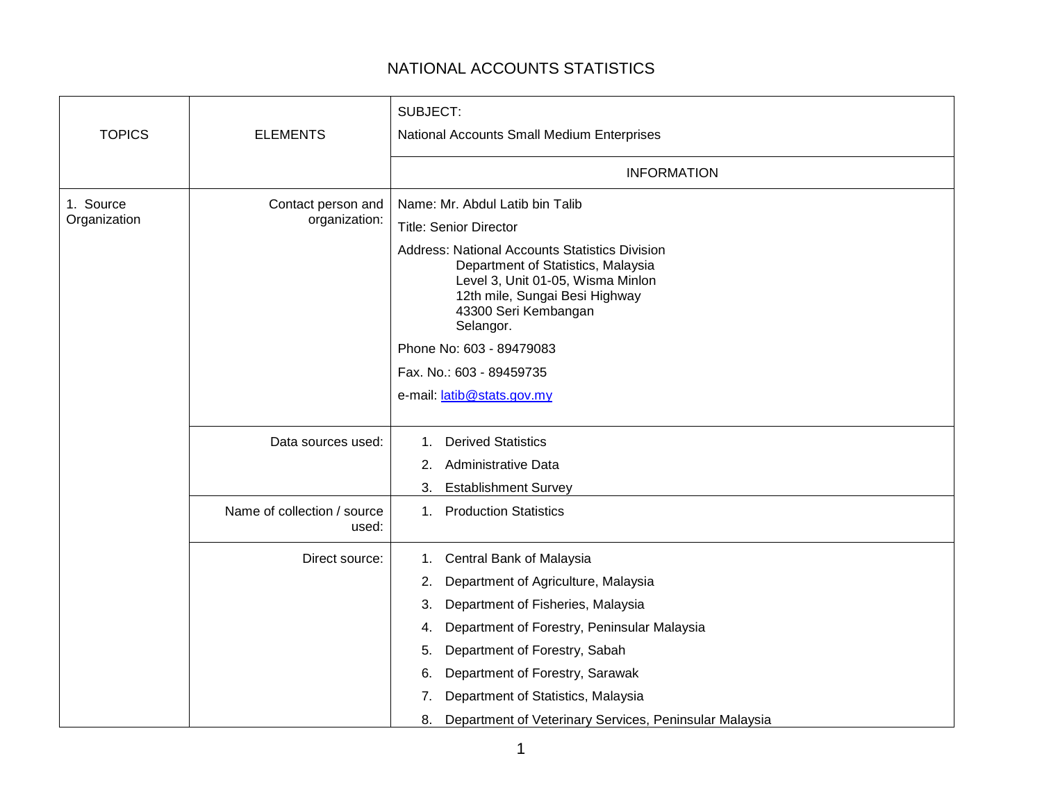# NATIONAL ACCOUNTS STATISTICS

| TOPICS | ELEMENTS | SUBJECT: National Accounts Small Medium Enterprises |
|---|---|---|
| | | INFORMATION |
| 1. Source Organization | Contact person and organization: | Name: Mr. Abdul Latib bin Talib<br>Title: Senior Director<br>Address: National Accounts Statistics Division<br>Department of Statistics, Malaysia<br>Level 3, Unit 01-05, Wisma Minlon<br>12th mile, Sungai Besi Highway<br>43300 Seri Kembangan<br>Selangor.<br>Phone No: 603 - 89479083<br>Fax. No.: 603 - 89459735<br>e-mail: latib@stats.gov.my |
| | Data sources used: | 1. Derived Statistics<br>2. Administrative Data<br>3. Establishment Survey |
| | Name of collection / source used: | 1. Production Statistics |
| | Direct source: | 1. Central Bank of Malaysia<br>2. Department of Agriculture, Malaysia<br>3. Department of Fisheries, Malaysia<br>4. Department of Forestry, Peninsular Malaysia<br>5. Department of Forestry, Sabah<br>6. Department of Forestry, Sarawak<br>7. Department of Statistics, Malaysia<br>8. Department of Veterinary Services, Peninsular Malaysia |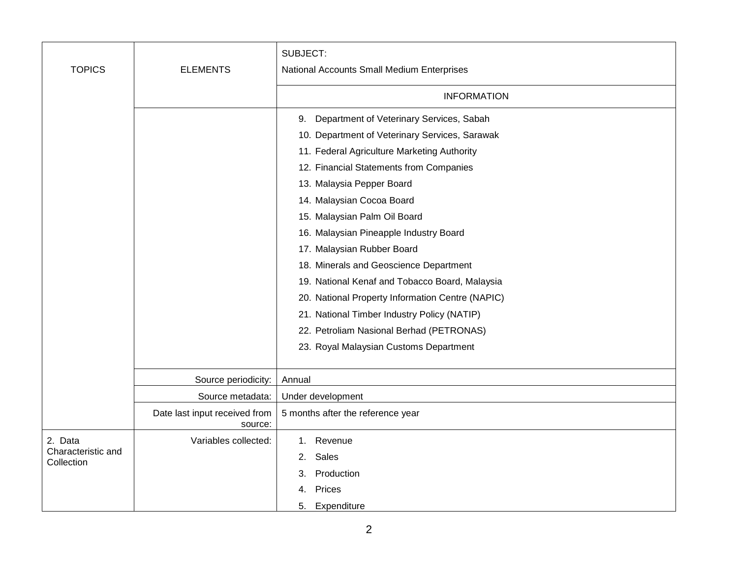| TOPICS | ELEMENTS | SUBJECT: National Accounts Small Medium Enterprises |
|---|---|---|
| | | INFORMATION |
| | | 9. Department of Veterinary Services, Sabah<br>10. Department of Veterinary Services, Sarawak<br>11. Federal Agriculture Marketing Authority<br>12. Financial Statements from Companies<br>13. Malaysia Pepper Board<br>14. Malaysian Cocoa Board<br>15. Malaysian Palm Oil Board<br>16. Malaysian Pineapple Industry Board<br>17. Malaysian Rubber Board<br>18. Minerals and Geoscience Department<br>19. National Kenaf and Tobacco Board, Malaysia<br>20. National Property Information Centre (NAPIC)<br>21. National Timber Industry Policy (NATIP)<br>22. Petroliam Nasional Berhad (PETRONAS)<br>23. Royal Malaysian Customs Department |
| | Source periodicity: | Annual |
| | Source metadata: | Under development |
| | Date last input received from source: | 5 months after the reference year |
| 2. Data Characteristic and Collection | Variables collected: | 1. Revenue<br>2. Sales<br>3. Production<br>4. Prices<br>5. Expenditure |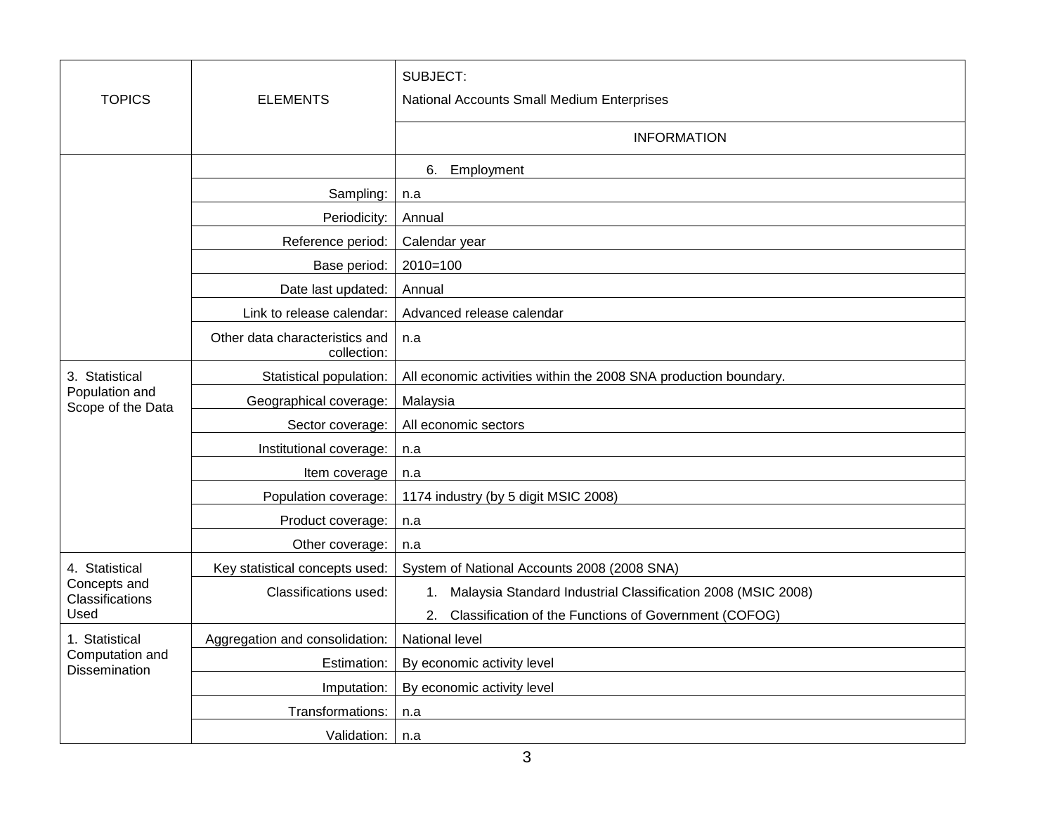| TOPICS | ELEMENTS | SUBJECT: National Accounts Small Medium Enterprises |
|---|---|---|
| | | INFORMATION |
| | | 6. Employment |
| | Sampling: | n.a |
| | Periodicity: | Annual |
| | Reference period: | Calendar year |
| | Base period: | 2010=100 |
| | Date last updated: | Annual |
| | Link to release calendar: | Advanced release calendar |
| | Other data characteristics and collection: | n.a |
| 3. Statistical Population and Scope of the Data | Statistical population: | All economic activities within the 2008 SNA production boundary. |
| | Geographical coverage: | Malaysia |
| | Sector coverage: | All economic sectors |
| | Institutional coverage: | n.a |
| | Item coverage | n.a |
| | Population coverage: | 1174 industry (by 5 digit MSIC 2008) |
| | Product coverage: | n.a |
| | Other coverage: | n.a |
| 4. Statistical Concepts and Classifications Used | Key statistical concepts used: | System of National Accounts 2008 (2008 SNA) |
| | Classifications used: | 1. Malaysia Standard Industrial Classification 2008 (MSIC 2008)<br>2. Classification of the Functions of Government (COFOG) |
| 1. Statistical Computation and Dissemination | Aggregation and consolidation: | National level |
| | Estimation: | By economic activity level |
| | Imputation: | By economic activity level |
| | Transformations: | n.a |
| | Validation: | n.a |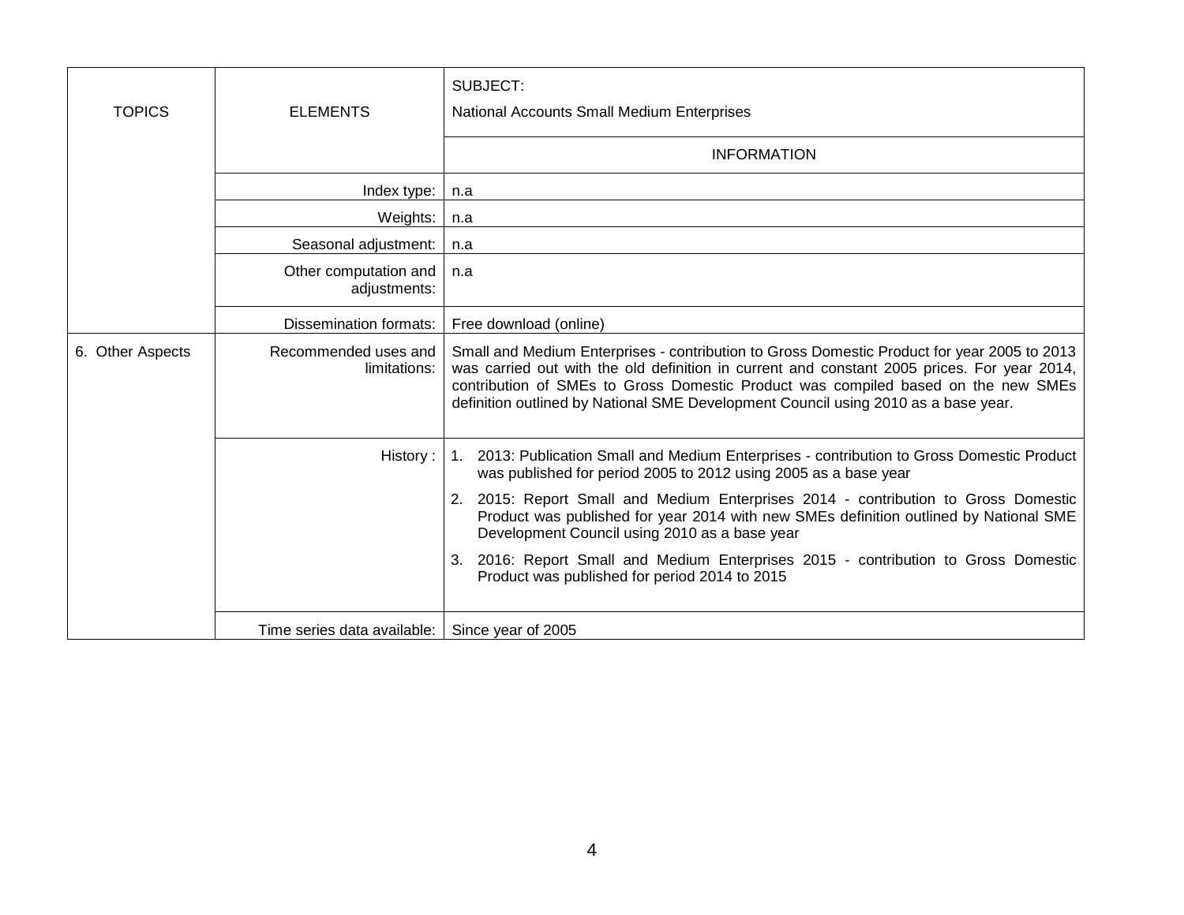| TOPICS | ELEMENTS | SUBJECT: National Accounts Small Medium Enterprises |
| --- | --- | --- |
| | | INFORMATION |
| | Index type: | n.a |
| | Weights: | n.a |
| | Seasonal adjustment: | n.a |
| | Other computation and adjustments: | n.a |
| | Dissemination formats: | Free download (online) |
| 6. Other Aspects | Recommended uses and limitations: | Small and Medium Enterprises - contribution to Gross Domestic Product for year 2005 to 2013 was carried out with the old definition in current and constant 2005 prices. For year 2014, contribution of SMEs to Gross Domestic Product was compiled based on the new SMEs definition outlined by National SME Development Council using 2010 as a base year. |
| | History : | 1. 2013: Publication Small and Medium Enterprises - contribution to Gross Domestic Product was published for period 2005 to 2012 using 2005 as a base year<br>2. 2015: Report Small and Medium Enterprises 2014 - contribution to Gross Domestic Product was published for year 2014 with new SMEs definition outlined by National SME Development Council using 2010 as a base year<br>3. 2016: Report Small and Medium Enterprises 2015 - contribution to Gross Domestic Product was published for period 2014 to 2015 |
| | Time series data available: | Since year of 2005 |